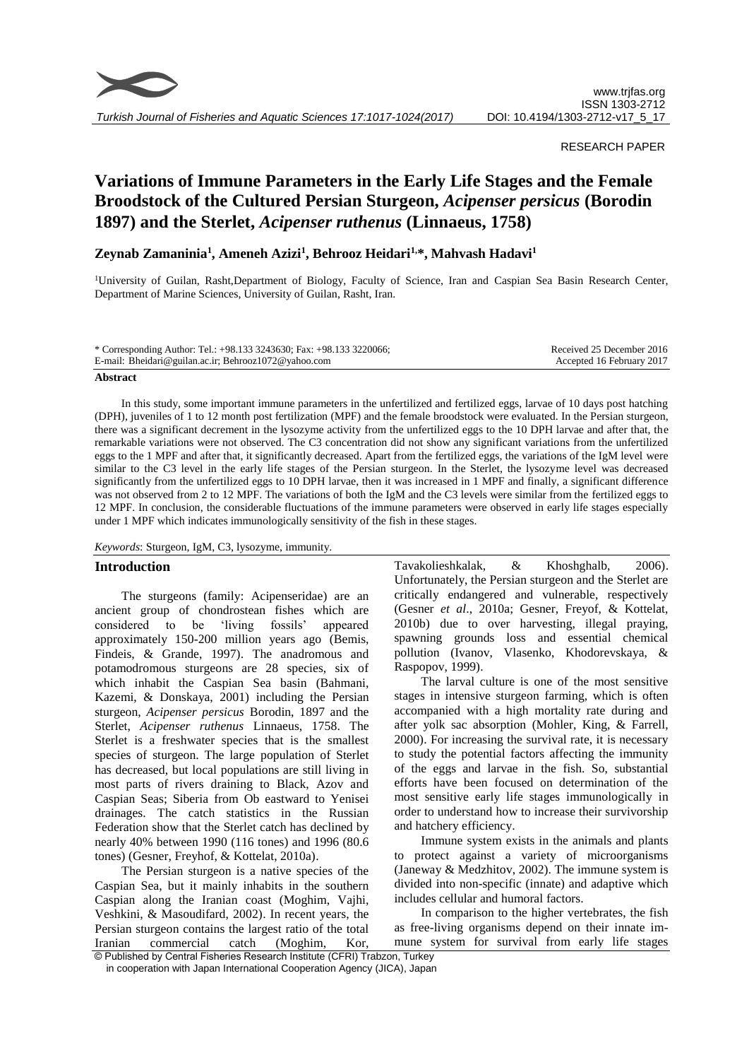RESEARCH PAPER

# Variations of Immune Parameters in the Early Life Stages and the Female Broodstock of the Cultured Persian Sturgeon, *Acipenser persicus* (Borodin 1897) and the Sterlet, *Acipenser ruthenus* (Linnaeus, 1758)

**Zeynab Zamaninia[1], Ameneh Azizi[1], Behrooz Heidari[1,*], Mahvash Hadavi[1]**

[1]University of Guilan, Rasht,Department of Biology, Faculty of Science, Iran and Caspian Sea Basin Research Center, Department of Marine Sciences, University of Guilan, Rasht, Iran.

\* Corresponding Author: Tel.: +98.133 3243630; Fax: +98.133 3220066;
E-mail: Bheidari@guilan.ac.ir; Behrooz1072@yahoo.com

Received 25 December 2016
Accepted 16 February 2017

**Abstract**

In this study, some important immune parameters in the unfertilized and fertilized eggs, larvae of 10 days post hatching (DPH), juveniles of 1 to 12 month post fertilization (MPF) and the female broodstock were evaluated. In the Persian sturgeon, there was a significant decrement in the lysozyme activity from the unfertilized eggs to the 10 DPH larvae and after that, the remarkable variations were not observed. The C3 concentration did not show any significant variations from the unfertilized eggs to the 1 MPF and after that, it significantly decreased. Apart from the fertilized eggs, the variations of the IgM level were similar to the C3 level in the early life stages of the Persian sturgeon. In the Sterlet, the lysozyme level was decreased significantly from the unfertilized eggs to 10 DPH larvae, then it was increased in 1 MPF and finally, a significant difference was not observed from 2 to 12 MPF. The variations of both the IgM and the C3 levels were similar from the fertilized eggs to 12 MPF. In conclusion, the considerable fluctuations of the immune parameters were observed in early life stages especially under 1 MPF which indicates immunologically sensitivity of the fish in these stages.

*Keywords*: Sturgeon, IgM, C3, lysozyme, immunity.

## Introduction

The sturgeons (family: Acipenseridae) are an ancient group of chondrostean fishes which are considered to be 'living fossils' appeared approximately 150-200 million years ago (Bemis, Findeis, & Grande, 1997). The anadromous and potamodromous sturgeons are 28 species, six of which inhabit the Caspian Sea basin (Bahmani, Kazemi, & Donskaya, 2001) including the Persian sturgeon, *Acipenser persicus* Borodin, 1897 and the Sterlet, *Acipenser ruthenus* Linnaeus, 1758. The Sterlet is a freshwater species that is the smallest species of sturgeon. The large population of Sterlet has decreased, but local populations are still living in most parts of rivers draining to Black, Azov and Caspian Seas; Siberia from Ob eastward to Yenisei drainages. The catch statistics in the Russian Federation show that the Sterlet catch has declined by nearly 40% between 1990 (116 tones) and 1996 (80.6 tones) (Gesner, Freyhof, & Kottelat, 2010a).

The Persian sturgeon is a native species of the Caspian Sea, but it mainly inhabits in the southern Caspian along the Iranian coast (Moghim, Vajhi, Veshkini, & Masoudifard, 2002). In recent years, the Persian sturgeon contains the largest ratio of the total Iranian commercial catch (Moghim, Kor, Tavakolieshkalak, & Khoshghalb, 2006). Unfortunately, the Persian sturgeon and the Sterlet are critically endangered and vulnerable, respectively (Gesner *et al*., 2010a; Gesner, Freyof, & Kottelat, 2010b) due to over harvesting, illegal praying, spawning grounds loss and essential chemical pollution (Ivanov, Vlasenko, Khodorevskaya, & Raspopov, 1999).

The larval culture is one of the most sensitive stages in intensive sturgeon farming, which is often accompanied with a high mortality rate during and after yolk sac absorption (Mohler, King, & Farrell, 2000). For increasing the survival rate, it is necessary to study the potential factors affecting the immunity of the eggs and larvae in the fish. So, substantial efforts have been focused on determination of the most sensitive early life stages immunologically in order to understand how to increase their survivorship and hatchery efficiency.

Immune system exists in the animals and plants to protect against a variety of microorganisms (Janeway & Medzhitov, 2002). The immune system is divided into non-specific (innate) and adaptive which includes cellular and humoral factors.

In comparison to the higher vertebrates, the fish as free-living organisms depend on their innate immune system for survival from early life stages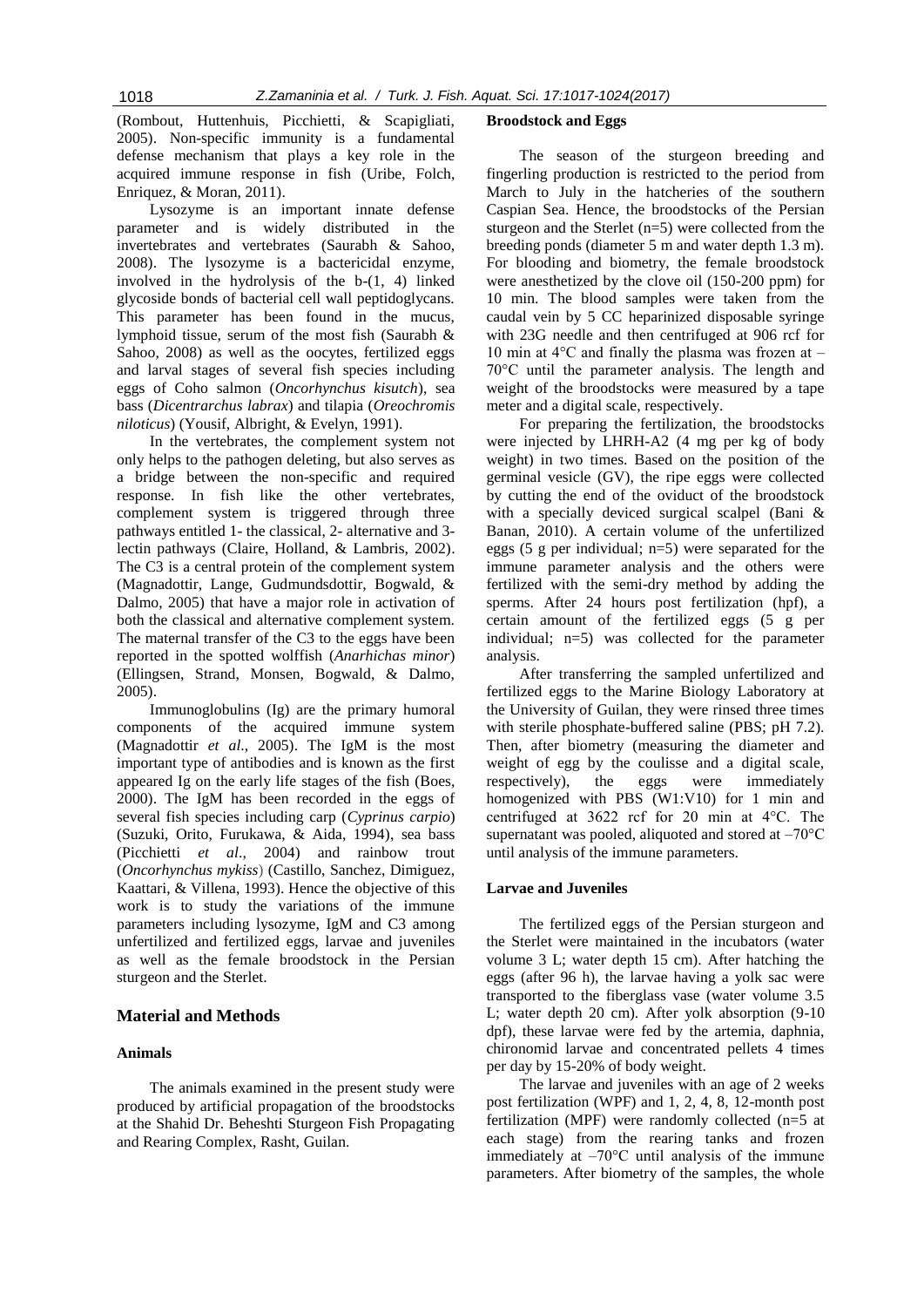(Rombout, Huttenhuis, Picchietti, & Scapigliati, 2005). Non-specific immunity is a fundamental defense mechanism that plays a key role in the acquired immune response in fish (Uribe, Folch, Enriquez, & Moran, 2011).

Lysozyme is an important innate defense parameter and is widely distributed in the invertebrates and vertebrates (Saurabh & Sahoo, 2008). The lysozyme is a bactericidal enzyme, involved in the hydrolysis of the b-(1, 4) linked glycoside bonds of bacterial cell wall peptidoglycans. This parameter has been found in the mucus, lymphoid tissue, serum of the most fish (Saurabh & Sahoo, 2008) as well as the oocytes, fertilized eggs and larval stages of several fish species including eggs of Coho salmon (*Oncorhynchus kisutch*), sea bass (*Dicentrarchus labrax*) and tilapia (*Oreochromis niloticus*) (Yousif, Albright, & Evelyn, 1991).

In the vertebrates, the complement system not only helps to the pathogen deleting, but also serves as a bridge between the non-specific and required response. In fish like the other vertebrates, complement system is triggered through three pathways entitled 1- the classical, 2- alternative and 3- lectin pathways (Claire, Holland, & Lambris, 2002). The C3 is a central protein of the complement system (Magnadottir, Lange, Gudmundsdottir, Bogwald, & Dalmo, 2005) that have a major role in activation of both the classical and alternative complement system. The maternal transfer of the C3 to the eggs have been reported in the spotted wolffish (*Anarhichas minor*) (Ellingsen, Strand, Monsen, Bogwald, & Dalmo, 2005).

Immunoglobulins (Ig) are the primary humoral components of the acquired immune system (Magnadottir *et al*., 2005). The IgM is the most important type of antibodies and is known as the first appeared Ig on the early life stages of the fish (Boes, 2000). The IgM has been recorded in the eggs of several fish species including carp (*Cyprinus carpio*) (Suzuki, Orito, Furukawa, & Aida, 1994), sea bass (Picchietti *et al*., 2004) and rainbow trout (*Oncorhynchus mykiss*) (Castillo, Sanchez, Dimiguez, Kaattari, & Villena, 1993). Hence the objective of this work is to study the variations of the immune parameters including lysozyme, IgM and C3 among unfertilized and fertilized eggs, larvae and juveniles as well as the female broodstock in the Persian sturgeon and the Sterlet.

## Material and Methods

### Animals

The animals examined in the present study were produced by artificial propagation of the broodstocks at the Shahid Dr. Beheshti Sturgeon Fish Propagating and Rearing Complex, Rasht, Guilan.

### Broodstock and Eggs

The season of the sturgeon breeding and fingerling production is restricted to the period from March to July in the hatcheries of the southern Caspian Sea. Hence, the broodstocks of the Persian sturgeon and the Sterlet (n=5) were collected from the breeding ponds (diameter 5 m and water depth 1.3 m). For blooding and biometry, the female broodstock were anesthetized by the clove oil (150-200 ppm) for 10 min. The blood samples were taken from the caudal vein by 5 CC heparinized disposable syringe with 23G needle and then centrifuged at 906 rcf for 10 min at 4°C and finally the plasma was frozen at –70°C until the parameter analysis. The length and weight of the broodstocks were measured by a tape meter and a digital scale, respectively.

For preparing the fertilization, the broodstocks were injected by LHRH-A2 (4 mg per kg of body weight) in two times. Based on the position of the germinal vesicle (GV), the ripe eggs were collected by cutting the end of the oviduct of the broodstock with a specially deviced surgical scalpel (Bani & Banan, 2010). A certain volume of the unfertilized eggs (5 g per individual; n=5) were separated for the immune parameter analysis and the others were fertilized with the semi-dry method by adding the sperms. After 24 hours post fertilization (hpf), a certain amount of the fertilized eggs (5 g per individual; n=5) was collected for the parameter analysis.

After transferring the sampled unfertilized and fertilized eggs to the Marine Biology Laboratory at the University of Guilan, they were rinsed three times with sterile phosphate-buffered saline (PBS; pH 7.2). Then, after biometry (measuring the diameter and weight of egg by the coulisse and a digital scale, respectively), the eggs were immediately homogenized with PBS (W1:V10) for 1 min and centrifuged at 3622 rcf for 20 min at 4°C. The supernatant was pooled, aliquoted and stored at –70°C until analysis of the immune parameters.

### Larvae and Juveniles

The fertilized eggs of the Persian sturgeon and the Sterlet were maintained in the incubators (water volume 3 L; water depth 15 cm). After hatching the eggs (after 96 h), the larvae having a yolk sac were transported to the fiberglass vase (water volume 3.5 L; water depth 20 cm). After yolk absorption (9-10 dpf), these larvae were fed by the artemia, daphnia, chironomid larvae and concentrated pellets 4 times per day by 15-20% of body weight.

The larvae and juveniles with an age of 2 weeks post fertilization (WPF) and 1, 2, 4, 8, 12-month post fertilization (MPF) were randomly collected (n=5 at each stage) from the rearing tanks and frozen immediately at –70°C until analysis of the immune parameters. After biometry of the samples, the whole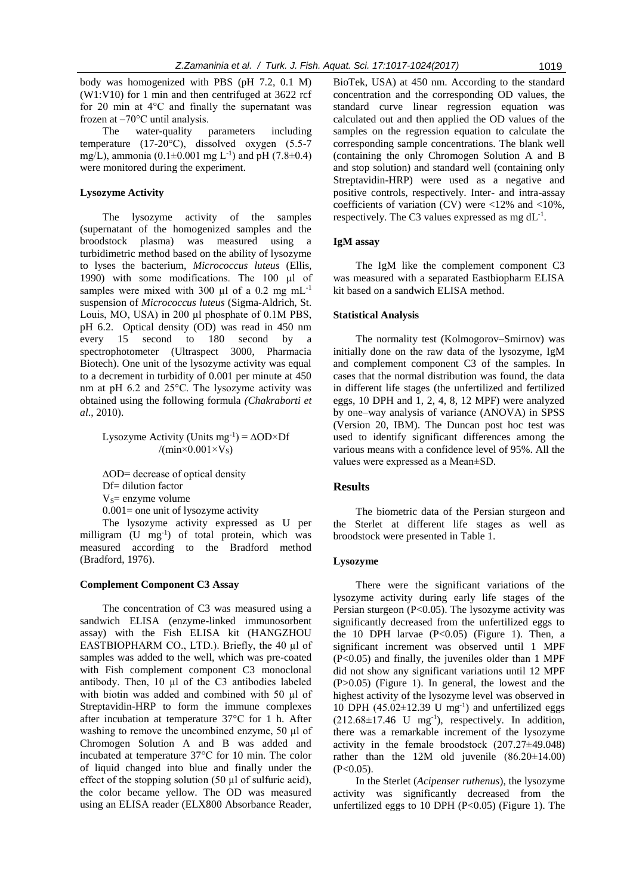body was homogenized with PBS (pH 7.2, 0.1 M) (W1:V10) for 1 min and then centrifuged at 3622 rcf for 20 min at 4°C and finally the supernatant was frozen at –70°C until analysis.

The water-quality parameters including temperature (17-20°C), dissolved oxygen (5.5-7 mg/L), ammonia (0.1±0.001 mg $L^{-1}$) and pH (7.8±0.4) were monitored during the experiment.

### Lysozyme Activity

The lysozyme activity of the samples (supernatant of the homogenized samples and the broodstock plasma) was measured using a turbidimetric method based on the ability of lysozyme to lyses the bacterium, *Micrococcus luteus* (Ellis, 1990) with some modifications. The 100 µl of samples were mixed with 300 µl of a 0.2 mg $mL^{-1}$ suspension of *Micrococcus luteus* (Sigma-Aldrich, St. Louis, MO, USA) in 200 µl phosphate of 0.1M PBS, pH 6.2. Optical density (OD) was read in 450 nm every 15 second to 180 second by a spectrophotometer (Ultraspect 3000, Pharmacia Biotech). One unit of the lysozyme activity was equal to a decrement in turbidity of 0.001 per minute at 450 nm at pH 6.2 and 25°C. The lysozyme activity was obtained using the following formula *(Chakraborti et al.*, 2010).

$$\text{Lysozyme Activity (Units mg}^{-1}) = \Delta OD \times Df / (\min \times 0.001 \times V_S)$$

ΔOD= decrease of optical density
Df= dilution factor
$V_S$= enzyme volume
0.001= one unit of lysozyme activity

The lysozyme activity expressed as U per milligram (U $mg^{-1}$) of total protein, which was measured according to the Bradford method (Bradford, 1976).

### Complement Component C3 Assay

The concentration of C3 was measured using a sandwich ELISA (enzyme-linked immunosorbent assay) with the Fish ELISA kit (HANGZHOU EASTBIOPHARM CO., LTD.). Briefly, the 40 µl of samples was added to the well, which was pre-coated with Fish complement component C3 monoclonal antibody. Then, 10 µl of the C3 antibodies labeled with biotin was added and combined with 50 µl of Streptavidin-HRP to form the immune complexes after incubation at temperature 37°C for 1 h. After washing to remove the uncombined enzyme, 50 µl of Chromogen Solution A and B was added and incubated at temperature 37°C for 10 min. The color of liquid changed into blue and finally under the effect of the stopping solution (50 µl of sulfuric acid), the color became yellow. The OD was measured using an ELISA reader (ELX800 Absorbance Reader, BioTek, USA) at 450 nm. According to the standard concentration and the corresponding OD values, the standard curve linear regression equation was calculated out and then applied the OD values of the samples on the regression equation to calculate the corresponding sample concentrations. The blank well (containing the only Chromogen Solution A and B and stop solution) and standard well (containing only Streptavidin-HRP) were used as a negative and positive controls, respectively. Inter- and intra-assay coefficients of variation (CV) were <12% and <10%, respectively. The C3 values expressed as mg $dL^{-1}$.

### IgM assay

The IgM like the complement component C3 was measured with a separated Eastbiopharm ELISA kit based on a sandwich ELISA method.

### Statistical Analysis

The normality test (Kolmogorov–Smirnov) was initially done on the raw data of the lysozyme, IgM and complement component C3 of the samples. In cases that the normal distribution was found, the data in different life stages (the unfertilized and fertilized eggs, 10 DPH and 1, 2, 4, 8, 12 MPF) were analyzed by one–way analysis of variance (ANOVA) in SPSS (Version 20, IBM). The Duncan post hoc test was used to identify significant differences among the various means with a confidence level of 95%. All the values were expressed as a Mean±SD.

## Results

The biometric data of the Persian sturgeon and the Sterlet at different life stages as well as broodstock were presented in Table 1.

### Lysozyme

There were the significant variations of the lysozyme activity during early life stages of the Persian sturgeon ($P<0.05$). The lysozyme activity was significantly decreased from the unfertilized eggs to the 10 DPH larvae ($P<0.05$) (Figure 1). Then, a significant increment was observed until 1 MPF ($P<0.05$) and finally, the juveniles older than 1 MPF did not show any significant variations until 12 MPF ($P>0.05$) (Figure 1). In general, the lowest and the highest activity of the lysozyme level was observed in 10 DPH (45.02±12.39 U $mg^{-1}$) and unfertilized eggs (212.68±17.46 U $mg^{-1}$), respectively. In addition, there was a remarkable increment of the lysozyme activity in the female broodstock (207.27±49.048) rather than the 12M old juvenile (86.20±14.00) ($P<0.05$).

In the Sterlet (*Acipenser ruthenus*), the lysozyme activity was significantly decreased from the unfertilized eggs to 10 DPH ($P<0.05$) (Figure 1). The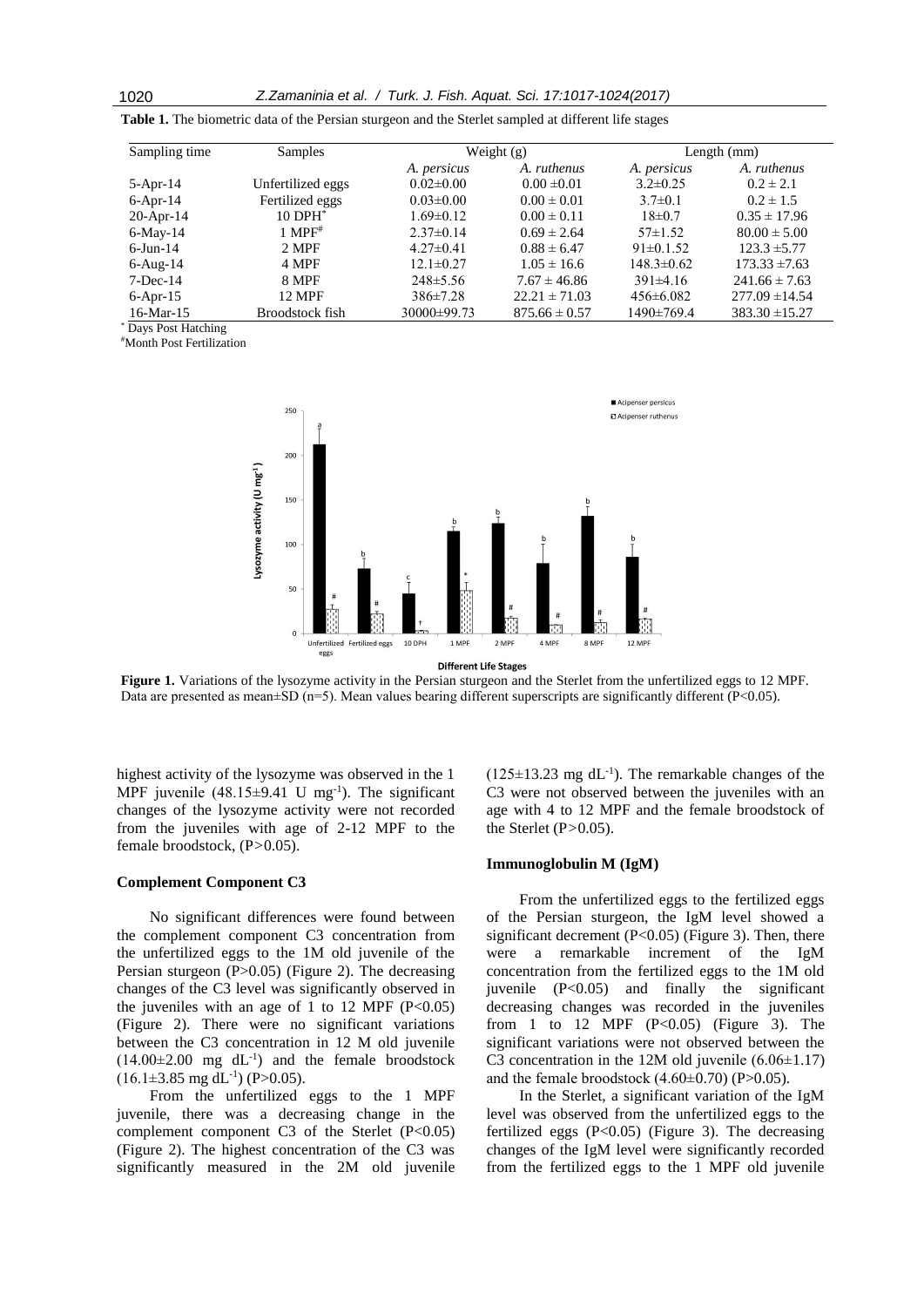**Table 1.** The biometric data of the Persian sturgeon and the Sterlet sampled at different life stages

| Sampling time | Samples | Weight (g) | | Length (mm) | |
|---|---|---|---|---|---|
| | | *A. persicus* | *A. ruthenus* | *A. persicus* | *A. ruthenus* |
| 5-Apr-14 | Unfertilized eggs | 0.02±0.00 | 0.00 ±0.01 | 3.2±0.25 | 0.2 ± 2.1 |
| 6-Apr-14 | Fertilized eggs | 0.03±0.00 | 0.00 ± 0.01 | 3.7±0.1 | 0.2 ± 1.5 |
| 20-Apr-14 | 10 DPH* | 1.69±0.12 | 0.00 ± 0.11 | 18±0.7 | 0.35 ± 17.96 |
| 6-May-14 | 1 MPF# | 2.37±0.14 | 0.69 ± 2.64 | 57±1.52 | 80.00 ± 5.00 |
| 6-Jun-14 | 2 MPF | 4.27±0.41 | 0.88 ± 6.47 | 91±0.1.52 | 123.3 ±5.77 |
| 6-Aug-14 | 4 MPF | 12.1±0.27 | 1.05 ± 16.6 | 148.3±0.62 | 173.33 ±7.63 |
| 7-Dec-14 | 8 MPF | 248±5.56 | 7.67 ± 46.86 | 391±4.16 | 241.66 ± 7.63 |
| 6-Apr-15 | 12 MPF | 386±7.28 | 22.21 ± 71.03 | 456±6.082 | 277.09 ±14.54 |
| 16-Mar-15 | Broodstock fish | 30000±99.73 | 875.66 ± 0.57 | 1490±769.4 | 383.30 ±15.27 |

\* Days Post Hatching

#Month Post Fertilization

**Figure 1.** Variations of the lysozyme activity in the Persian sturgeon and the Sterlet from the unfertilized eggs to 12 MPF. Data are presented as mean±SD (n=5). Mean values bearing different superscripts are significantly different (P<0.05).

highest activity of the lysozyme was observed in the 1 MPF juvenile (48.15±9.41 U $mg^{-1}$). The significant changes of the lysozyme activity were not recorded from the juveniles with age of 2-12 MPF to the female broodstock, (P>0.05).

### Complement Component C3

No significant differences were found between the complement component C3 concentration from the unfertilized eggs to the 1M old juvenile of the Persian sturgeon (P>0.05) (Figure 2). The decreasing changes of the C3 level was significantly observed in the juveniles with an age of 1 to 12 MPF (P<0.05) (Figure 2). There were no significant variations between the C3 concentration in 12 M old juvenile (14.00±2.00 mg $dL^{-1}$) and the female broodstock (16.1±3.85 mg $dL^{-1}$) (P>0.05).

From the unfertilized eggs to the 1 MPF juvenile, there was a decreasing change in the complement component C3 of the Sterlet (P<0.05) (Figure 2). The highest concentration of the C3 was significantly measured in the 2M old juvenile (125±13.23 mg $dL^{-1}$). The remarkable changes of the C3 were not observed between the juveniles with an age with 4 to 12 MPF and the female broodstock of the Sterlet (P>0.05).

### Immunoglobulin M (IgM)

From the unfertilized eggs to the fertilized eggs of the Persian sturgeon, the IgM level showed a significant decrement (P<0.05) (Figure 3). Then, there were a remarkable increment of the IgM concentration from the fertilized eggs to the 1M old juvenile (P<0.05) and finally the significant decreasing changes was recorded in the juveniles from 1 to 12 MPF (P<0.05) (Figure 3). The significant variations were not observed between the C3 concentration in the 12M old juvenile (6.06±1.17) and the female broodstock (4.60±0.70) (P>0.05).

In the Sterlet, a significant variation of the IgM level was observed from the unfertilized eggs to the fertilized eggs (P<0.05) (Figure 3). The decreasing changes of the IgM level were significantly recorded from the fertilized eggs to the 1 MPF old juvenile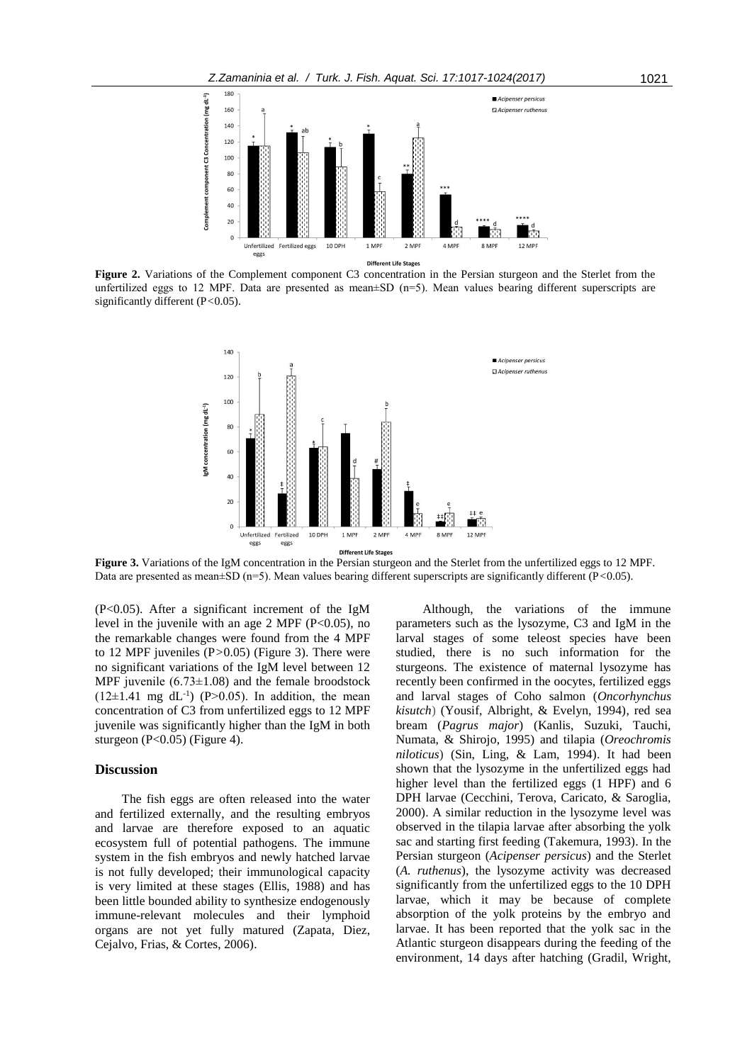**Figure 2.** Variations of the Complement component C3 concentration in the Persian sturgeon and the Sterlet from the unfertilized eggs to 12 MPF. Data are presented as mean±SD (n=5). Mean values bearing different superscripts are significantly different ($P<0.05$).

**Figure 3.** Variations of the IgM concentration in the Persian sturgeon and the Sterlet from the unfertilized eggs to 12 MPF. Data are presented as mean±SD (n=5). Mean values bearing different superscripts are significantly different ($P<0.05$).

($P<0.05$). After a significant increment of the IgM level in the juvenile with an age 2 MPF ($P<0.05$), no the remarkable changes were found from the 4 MPF to 12 MPF juveniles ($P>0.05$) (Figure 3). There were no significant variations of the IgM level between 12 MPF juvenile (6.73±1.08) and the female broodstock (12±1.41 mg $dL^{-1}$) ($P>0.05$). In addition, the mean concentration of C3 from unfertilized eggs to 12 MPF juvenile was significantly higher than the IgM in both sturgeon ($P<0.05$) (Figure 4).

## Discussion

The fish eggs are often released into the water and fertilized externally, and the resulting embryos and larvae are therefore exposed to an aquatic ecosystem full of potential pathogens. The immune system in the fish embryos and newly hatched larvae is not fully developed; their immunological capacity is very limited at these stages (Ellis, 1988) and has been little bounded ability to synthesize endogenously immune-relevant molecules and their lymphoid organs are not yet fully matured (Zapata, Diez, Cejalvo, Frias, & Cortes, 2006).

Although, the variations of the immune parameters such as the lysozyme, C3 and IgM in the larval stages of some teleost species have been studied, there is no such information for the sturgeons. The existence of maternal lysozyme has recently been confirmed in the oocytes, fertilized eggs and larval stages of Coho salmon (*Oncorhynchus kisutch*) (Yousif, Albright, & Evelyn, 1994), red sea bream (*Pagrus major*) (Kanlis, Suzuki, Tauchi, Numata, & Shirojo, 1995) and tilapia (*Oreochromis niloticus*) (Sin, Ling, & Lam, 1994). It had been shown that the lysozyme in the unfertilized eggs had higher level than the fertilized eggs (1 HPF) and 6 DPH larvae (Cecchini, Terova, Caricato, & Saroglia, 2000). A similar reduction in the lysozyme level was observed in the tilapia larvae after absorbing the yolk sac and starting first feeding (Takemura, 1993). In the Persian sturgeon (*Acipenser persicus*) and the Sterlet (*A. ruthenus*), the lysozyme activity was decreased significantly from the unfertilized eggs to the 10 DPH larvae, which it may be because of complete absorption of the yolk proteins by the embryo and larvae. It has been reported that the yolk sac in the Atlantic sturgeon disappears during the feeding of the environment, 14 days after hatching (Gradil, Wright,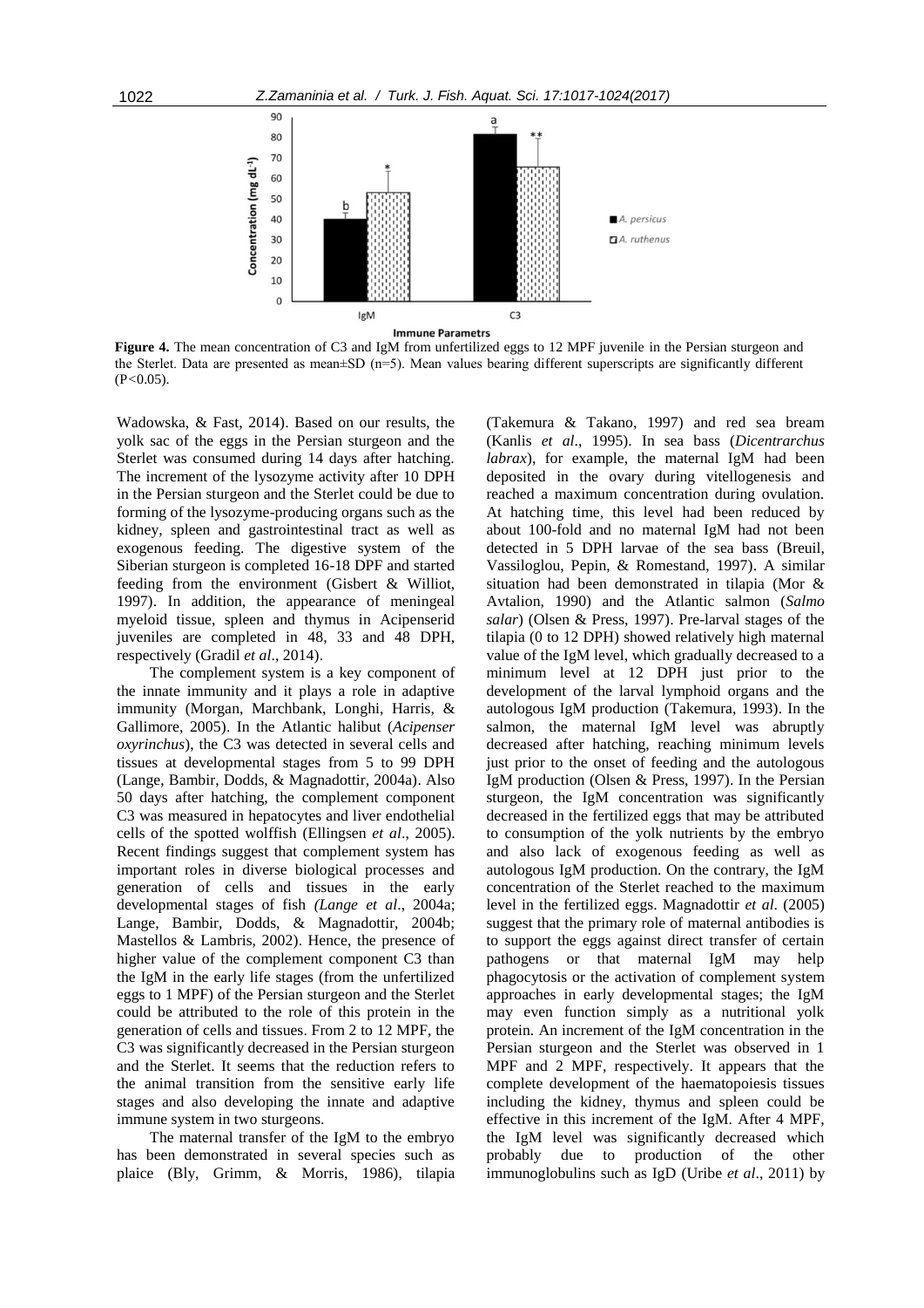**Figure 4.** The mean concentration of C3 and IgM from unfertilized eggs to 12 MPF juvenile in the Persian sturgeon and the Sterlet. Data are presented as mean±SD (n=5). Mean values bearing different superscripts are significantly different ($P<0.05$).

Wadowska, & Fast, 2014). Based on our results, the yolk sac of the eggs in the Persian sturgeon and the Sterlet was consumed during 14 days after hatching. The increment of the lysozyme activity after 10 DPH in the Persian sturgeon and the Sterlet could be due to forming of the lysozyme-producing organs such as the kidney, spleen and gastrointestinal tract as well as exogenous feeding. The digestive system of the Siberian sturgeon is completed 16-18 DPF and started feeding from the environment (Gisbert & Williot, 1997). In addition, the appearance of meningeal myeloid tissue, spleen and thymus in Acipenserid juveniles are completed in 48, 33 and 48 DPH, respectively (Gradil *et al*., 2014).

The complement system is a key component of the innate immunity and it plays a role in adaptive immunity (Morgan, Marchbank, Longhi, Harris, & Gallimore, 2005). In the Atlantic halibut (*Acipenser oxyrinchus*), the C3 was detected in several cells and tissues at developmental stages from 5 to 99 DPH (Lange, Bambir, Dodds, & Magnadottir, 2004a). Also 50 days after hatching, the complement component C3 was measured in hepatocytes and liver endothelial cells of the spotted wolffish (Ellingsen *et al*., 2005). Recent findings suggest that complement system has important roles in diverse biological processes and generation of cells and tissues in the early developmental stages of fish *(Lange et al*., 2004a; Lange, Bambir, Dodds, & Magnadottir, 2004b; Mastellos & Lambris, 2002). Hence, the presence of higher value of the complement component C3 than the IgM in the early life stages (from the unfertilized eggs to 1 MPF) of the Persian sturgeon and the Sterlet could be attributed to the role of this protein in the generation of cells and tissues. From 2 to 12 MPF, the C3 was significantly decreased in the Persian sturgeon and the Sterlet. It seems that the reduction refers to the animal transition from the sensitive early life stages and also developing the innate and adaptive immune system in two sturgeons.

The maternal transfer of the IgM to the embryo has been demonstrated in several species such as plaice (Bly, Grimm, & Morris, 1986), tilapia (Takemura & Takano, 1997) and red sea bream (Kanlis *et al*., 1995). In sea bass (*Dicentrarchus labrax*), for example, the maternal IgM had been deposited in the ovary during vitellogenesis and reached a maximum concentration during ovulation. At hatching time, this level had been reduced by about 100-fold and no maternal IgM had not been detected in 5 DPH larvae of the sea bass (Breuil, Vassiloglou, Pepin, & Romestand, 1997). A similar situation had been demonstrated in tilapia (Mor & Avtalion, 1990) and the Atlantic salmon (*Salmo salar*) (Olsen & Press, 1997). Pre-larval stages of the tilapia (0 to 12 DPH) showed relatively high maternal value of the IgM level, which gradually decreased to a minimum level at 12 DPH just prior to the development of the larval lymphoid organs and the autologous IgM production (Takemura, 1993). In the salmon, the maternal IgM level was abruptly decreased after hatching, reaching minimum levels just prior to the onset of feeding and the autologous IgM production (Olsen & Press, 1997). In the Persian sturgeon, the IgM concentration was significantly decreased in the fertilized eggs that may be attributed to consumption of the yolk nutrients by the embryo and also lack of exogenous feeding as well as autologous IgM production. On the contrary, the IgM concentration of the Sterlet reached to the maximum level in the fertilized eggs. Magnadottir *et al*. (2005) suggest that the primary role of maternal antibodies is to support the eggs against direct transfer of certain pathogens or that maternal IgM may help phagocytosis or the activation of complement system approaches in early developmental stages; the IgM may even function simply as a nutritional yolk protein. An increment of the IgM concentration in the Persian sturgeon and the Sterlet was observed in 1 MPF and 2 MPF, respectively. It appears that the complete development of the haematopoiesis tissues including the kidney, thymus and spleen could be effective in this increment of the IgM. After 4 MPF, the IgM level was significantly decreased which probably due to production of the other immunoglobulins such as IgD (Uribe *et al*., 2011) by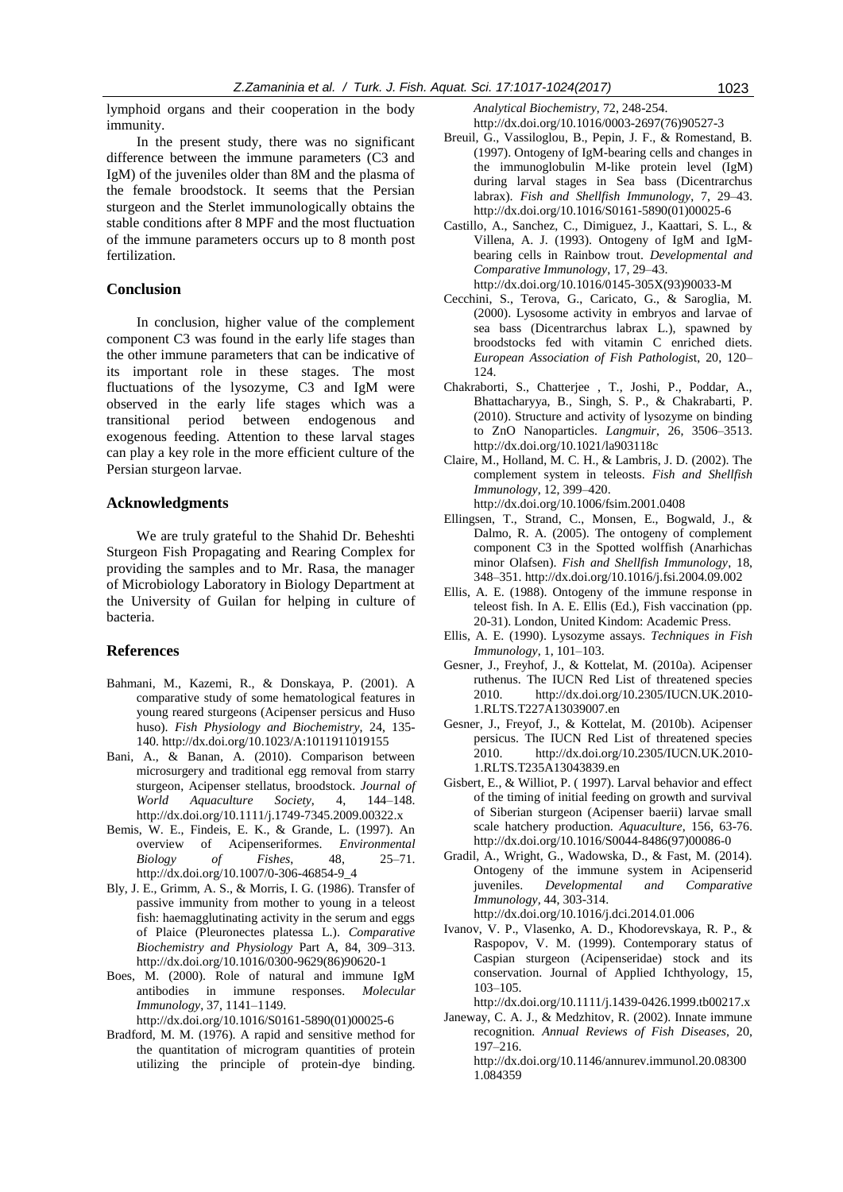lymphoid organs and their cooperation in the body immunity.

In the present study, there was no significant difference between the immune parameters (C3 and IgM) of the juveniles older than 8M and the plasma of the female broodstock. It seems that the Persian sturgeon and the Sterlet immunologically obtains the stable conditions after 8 MPF and the most fluctuation of the immune parameters occurs up to 8 month post fertilization.

## Conclusion

In conclusion, higher value of the complement component C3 was found in the early life stages than the other immune parameters that can be indicative of its important role in these stages. The most fluctuations of the lysozyme, C3 and IgM were observed in the early life stages which was a transitional period between endogenous and exogenous feeding. Attention to these larval stages can play a key role in the more efficient culture of the Persian sturgeon larvae.

## Acknowledgments

We are truly grateful to the Shahid Dr. Beheshti Sturgeon Fish Propagating and Rearing Complex for providing the samples and to Mr. Rasa, the manager of Microbiology Laboratory in Biology Department at the University of Guilan for helping in culture of bacteria.

## References

Bahmani, M., Kazemi, R., & Donskaya, P. (2001). A comparative study of some hematological features in young reared sturgeons (Acipenser persicus and Huso huso). *Fish Physiology and Biochemistry*, 24, 135-140. http://dx.doi.org/10.1023/A:1011911019155

Bani, A., & Banan, A. (2010). Comparison between microsurgery and traditional egg removal from starry sturgeon, Acipenser stellatus, broodstock. *Journal of World Aquaculture Society*, 4, 144–148. http://dx.doi.org/10.1111/j.1749-7345.2009.00322.x

Bemis, W. E., Findeis, E. K., & Grande, L. (1997). An overview of Acipenseriformes. *Environmental Biology of Fishes*, 48, 25–71. http://dx.doi.org/10.1007/0-306-46854-9_4

Bly, J. E., Grimm, A. S., & Morris, I. G. (1986). Transfer of passive immunity from mother to young in a teleost fish: haemagglutinating activity in the serum and eggs of Plaice (Pleuronectes platessa L.). *Comparative Biochemistry and Physiology* Part A, 84, 309–313. http://dx.doi.org/10.1016/0300-9629(86)90620-1

Boes, M. (2000). Role of natural and immune IgM antibodies in immune responses. *Molecular Immunology*, 37, 1141–1149. http://dx.doi.org/10.1016/S0161-5890(01)00025-6

Bradford, M. M. (1976). A rapid and sensitive method for the quantitation of microgram quantities of protein utilizing the principle of protein-dye binding. *Analytical Biochemistry*, 72, 248-254. http://dx.doi.org/10.1016/0003-2697(76)90527-3

Breuil, G., Vassiloglou, B., Pepin, J. F., & Romestand, B. (1997). Ontogeny of IgM-bearing cells and changes in the immunoglobulin M-like protein level (IgM) during larval stages in Sea bass (Dicentrarchus labrax). *Fish and Shellfish Immunology*, 7, 29–43. http://dx.doi.org/10.1016/S0161-5890(01)00025-6

Castillo, A., Sanchez, C., Dimiguez, J., Kaattari, S. L., & Villena, A. J. (1993). Ontogeny of IgM and IgM-bearing cells in Rainbow trout. *Developmental and Comparative Immunology*, 17, 29–43. http://dx.doi.org/10.1016/0145-305X(93)90033-M

Cecchini, S., Terova, G., Caricato, G., & Saroglia, M. (2000). Lysosome activity in embryos and larvae of sea bass (Dicentrarchus labrax L.), spawned by broodstocks fed with vitamin C enriched diets. *European Association of Fish Pathologis*t, 20, 120–124.

Chakraborti, S., Chatterjee , T., Joshi, P., Poddar, A., Bhattacharyya, B., Singh, S. P., & Chakrabarti, P. (2010). Structure and activity of lysozyme on binding to ZnO Nanoparticles. *Langmuir*, 26, 3506–3513. http://dx.doi.org/10.1021/la903118c

Claire, M., Holland, M. C. H., & Lambris, J. D. (2002). The complement system in teleosts. *Fish and Shellfish Immunology*, 12, 399–420. http://dx.doi.org/10.1006/fsim.2001.0408

Ellingsen, T., Strand, C., Monsen, E., Bogwald, J., & Dalmo, R. A. (2005). The ontogeny of complement component C3 in the Spotted wolffish (Anarhichas minor Olafsen). *Fish and Shellfish Immunology*, 18, 348–351. http://dx.doi.org/10.1016/j.fsi.2004.09.002

Ellis, A. E. (1988). Ontogeny of the immune response in teleost fish. In A. E. Ellis (Ed.), Fish vaccination (pp. 20-31). London, United Kindom: Academic Press.

Ellis, A. E. (1990). Lysozyme assays. *Techniques in Fish Immunology*, 1, 101–103.

Gesner, J., Freyhof, J., & Kottelat, M. (2010a). Acipenser ruthenus. The IUCN Red List of threatened species 2010. http://dx.doi.org/10.2305/IUCN.UK.2010-1.RLTS.T227A13039007.en

Gesner, J., Freyof, J., & Kottelat, M. (2010b). Acipenser persicus. The IUCN Red List of threatened species 2010. http://dx.doi.org/10.2305/IUCN.UK.2010-1.RLTS.T235A13043839.en

Gisbert, E., & Williot, P. ( 1997). Larval behavior and effect of the timing of initial feeding on growth and survival of Siberian sturgeon (Acipenser baerii) larvae small scale hatchery production. *Aquaculture*, 156, 63-76. http://dx.doi.org/10.1016/S0044-8486(97)00086-0

Gradil, A., Wright, G., Wadowska, D., & Fast, M. (2014). Ontogeny of the immune system in Acipenserid juveniles. *Developmental and Comparative Immunology*, 44, 303-314. http://dx.doi.org/10.1016/j.dci.2014.01.006

Ivanov, V. P., Vlasenko, A. D., Khodorevskaya, R. P., & Raspopov, V. M. (1999). Contemporary status of Caspian sturgeon (Acipenseridae) stock and its conservation. Journal of Applied Ichthyology, 15, 103–105. http://dx.doi.org/10.1111/j.1439-0426.1999.tb00217.x

Janeway, C. A. J., & Medzhitov, R. (2002). Innate immune recognition. *Annual Reviews of Fish Diseases*, 20, 197–216. http://dx.doi.org/10.1146/annurev.immunol.20.083001.084359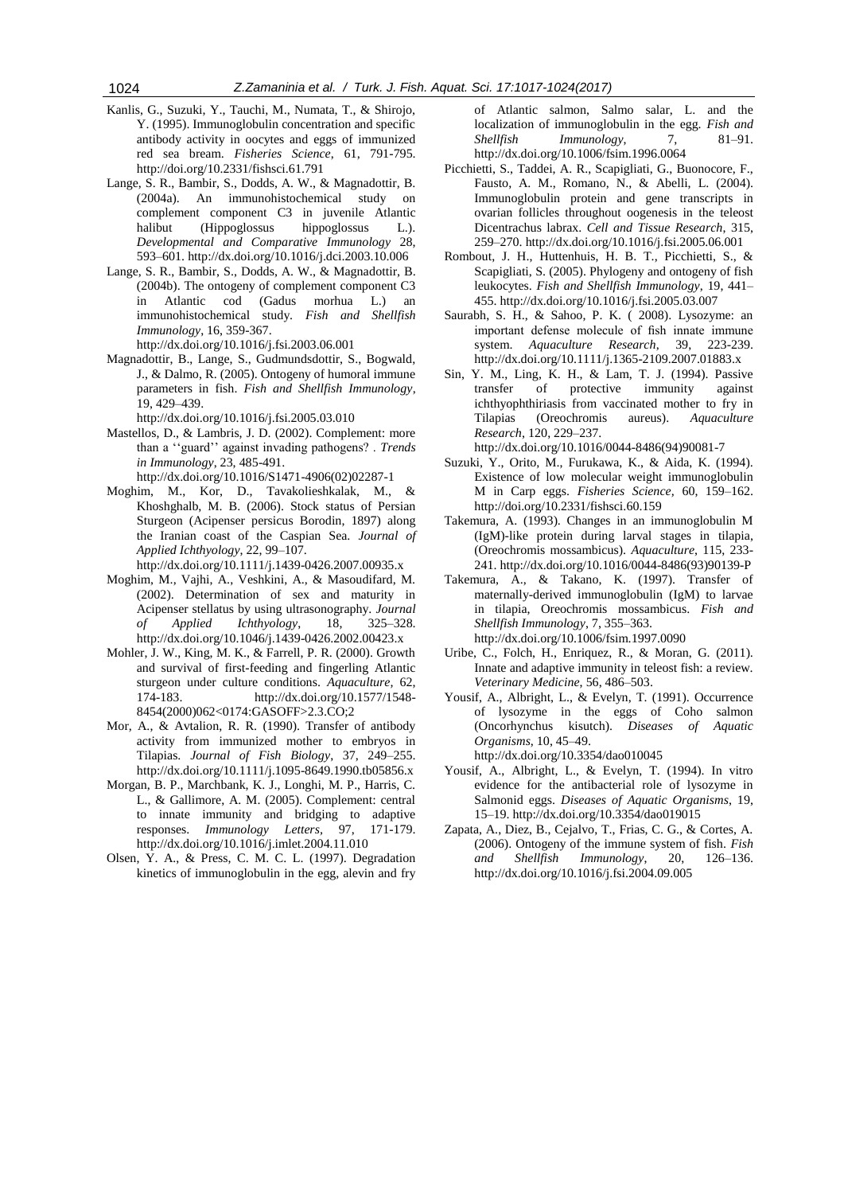Kanlis, G., Suzuki, Y., Tauchi, M., Numata, T., & Shirojo, Y. (1995). Immunoglobulin concentration and specific antibody activity in oocytes and eggs of immunized red sea bream. *Fisheries Science*, 61, 791-795. http://doi.org/10.2331/fishsci.61.791

Lange, S. R., Bambir, S., Dodds, A. W., & Magnadottir, B. (2004a). An immunohistochemical study on complement component C3 in juvenile Atlantic halibut (Hippoglossus hippoglossus L.). *Developmental and Comparative Immunology* 28, 593–601. http://dx.doi.org/10.1016/j.dci.2003.10.006

Lange, S. R., Bambir, S., Dodds, A. W., & Magnadottir, B. (2004b). The ontogeny of complement component C3 in Atlantic cod (Gadus morhua L.) an immunohistochemical study. *Fish and Shellfish Immunology*, 16, 359-367. http://dx.doi.org/10.1016/j.fsi.2003.06.001

Magnadottir, B., Lange, S., Gudmundsdottir, S., Bogwald, J., & Dalmo, R. (2005). Ontogeny of humoral immune parameters in fish. *Fish and Shellfish Immunology*, 19, 429–439. http://dx.doi.org/10.1016/j.fsi.2005.03.010

Mastellos, D., & Lambris, J. D. (2002). Complement: more than a ''guard'' against invading pathogens? . *Trends in Immunology*, 23, 485-491. http://dx.doi.org/10.1016/S1471-4906(02)02287-1

Moghim, M., Kor, D., Tavakolieshkalak, M., & Khoshghalb, M. B. (2006). Stock status of Persian Sturgeon (Acipenser persicus Borodin, 1897) along the Iranian coast of the Caspian Sea. *Journal of Applied Ichthyology*, 22, 99–107. http://dx.doi.org/10.1111/j.1439-0426.2007.00935.x

Moghim, M., Vajhi, A., Veshkini, A., & Masoudifard, M. (2002). Determination of sex and maturity in Acipenser stellatus by using ultrasonography. *Journal of Applied Ichthyology*, 18, 325–328. http://dx.doi.org/10.1046/j.1439-0426.2002.00423.x

Mohler, J. W., King, M. K., & Farrell, P. R. (2000). Growth and survival of first-feeding and fingerling Atlantic sturgeon under culture conditions. *Aquaculture*, 62, 174-183. http://dx.doi.org/10.1577/1548-8454(2000)062<0174:GASOFF>2.3.CO;2

Mor, A., & Avtalion, R. R. (1990). Transfer of antibody activity from immunized mother to embryos in Tilapias. *Journal of Fish Biology*, 37, 249–255. http://dx.doi.org/10.1111/j.1095-8649.1990.tb05856.x

Morgan, B. P., Marchbank, K. J., Longhi, M. P., Harris, C. L., & Gallimore, A. M. (2005). Complement: central to innate immunity and bridging to adaptive responses. *Immunology Letters*, 97, 171-179. http://dx.doi.org/10.1016/j.imlet.2004.11.010

Olsen, Y. A., & Press, C. M. C. L. (1997). Degradation kinetics of immunoglobulin in the egg, alevin and fry of Atlantic salmon, Salmo salar, L. and the localization of immunoglobulin in the egg. *Fish and Shellfish Immunology*, 7, 81–91. http://dx.doi.org/10.1006/fsim.1996.0064

Picchietti, S., Taddei, A. R., Scapigliati, G., Buonocore, F., Fausto, A. M., Romano, N., & Abelli, L. (2004). Immunoglobulin protein and gene transcripts in ovarian follicles throughout oogenesis in the teleost Dicentrachus labrax. *Cell and Tissue Research*, 315, 259–270. http://dx.doi.org/10.1016/j.fsi.2005.06.001

Rombout, J. H., Huttenhuis, H. B. T., Picchietti, S., & Scapigliati, S. (2005). Phylogeny and ontogeny of fish leukocytes. *Fish and Shellfish Immunology*, 19, 441–455. http://dx.doi.org/10.1016/j.fsi.2005.03.007

Saurabh, S. H., & Sahoo, P. K. ( 2008). Lysozyme: an important defense molecule of fish innate immune system. *Aquaculture Research*, 39, 223-239. http://dx.doi.org/10.1111/j.1365-2109.2007.01883.x

Sin, Y. M., Ling, K. H., & Lam, T. J. (1994). Passive transfer of protective immunity against ichthyophthiriasis from vaccinated mother to fry in Tilapias (Oreochromis aureus). *Aquaculture Research*, 120, 229–237. http://dx.doi.org/10.1016/0044-8486(94)90081-7

Suzuki, Y., Orito, M., Furukawa, K., & Aida, K. (1994). Existence of low molecular weight immunoglobulin M in Carp eggs. *Fisheries Science*, 60, 159–162. http://doi.org/10.2331/fishsci.60.159

Takemura, A. (1993). Changes in an immunoglobulin M (IgM)-like protein during larval stages in tilapia, (Oreochromis mossambicus). *Aquaculture*, 115, 233-241. http://dx.doi.org/10.1016/0044-8486(93)90139-P

Takemura, A., & Takano, K. (1997). Transfer of maternally-derived immunoglobulin (IgM) to larvae in tilapia, Oreochromis mossambicus. *Fish and Shellfish Immunology*, 7, 355–363. http://dx.doi.org/10.1006/fsim.1997.0090

Uribe, C., Folch, H., Enriquez, R., & Moran, G. (2011). Innate and adaptive immunity in teleost fish: a review. *Veterinary Medicine*, 56, 486–503.

Yousif, A., Albright, L., & Evelyn, T. (1991). Occurrence of lysozyme in the eggs of Coho salmon (Oncorhynchus kisutch). *Diseases of Aquatic Organisms*, 10, 45–49. http://dx.doi.org/10.3354/dao010045

Yousif, A., Albright, L., & Evelyn, T. (1994). In vitro evidence for the antibacterial role of lysozyme in Salmonid eggs. *Diseases of Aquatic Organisms*, 19, 15–19. http://dx.doi.org/10.3354/dao019015

Zapata, A., Diez, B., Cejalvo, T., Frias, C. G., & Cortes, A. (2006). Ontogeny of the immune system of fish. *Fish and Shellfish Immunology*, 20, 126–136. http://dx.doi.org/10.1016/j.fsi.2004.09.005